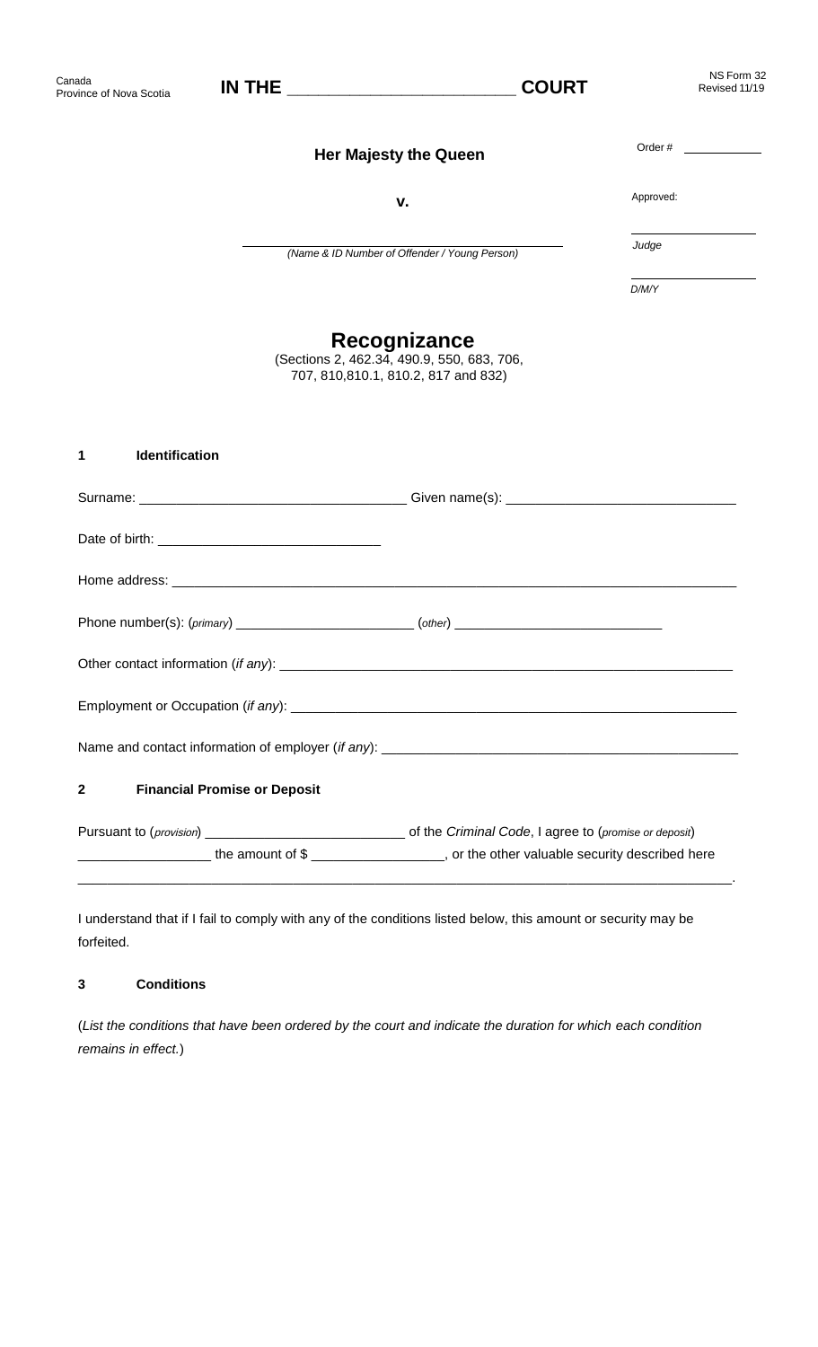Canada
Province of Nova Scotia

**IN THE _________________________ COURT**

NS Form 32
Revised 11/19

**Her Majesty the Queen**

**v.**

_____________________________________________
*(Name & ID Number of Offender / Young Person)*

Order # ___________

Approved:

_________________
*Judge*

_________________
*D/M/Y*

# Recognizance

(Sections 2, 462.34, 490.9, 550, 683, 706, 707, 810,810.1, 810.2, 817 and 832)

## 1 Identification

Surname: ___________________________________ Given name(s): ______________________________

Date of birth: _____________________________

Home address: ______________________________________________________________________________

Phone number(s): (*primary*) _______________________ (*other*) ___________________________

Other contact information (*if any*): ______________________________________________________________

Employment or Occupation (*if any*): ______________________________________________________________

Name and contact information of employer (*if any*): _______________________________________________

## 2 Financial Promise or Deposit

Pursuant to (*provision*) ___________________________ of the *Criminal Code*, I agree to (*promise or deposit*) _________________ the amount of $ _________________, or the other valuable security described here _____________________________________________________________________________________.

I understand that if I fail to comply with any of the conditions listed below, this amount or security may be forfeited.

## 3 Conditions

(*List the conditions that have been ordered by the court and indicate the duration for which each condition remains in effect.*)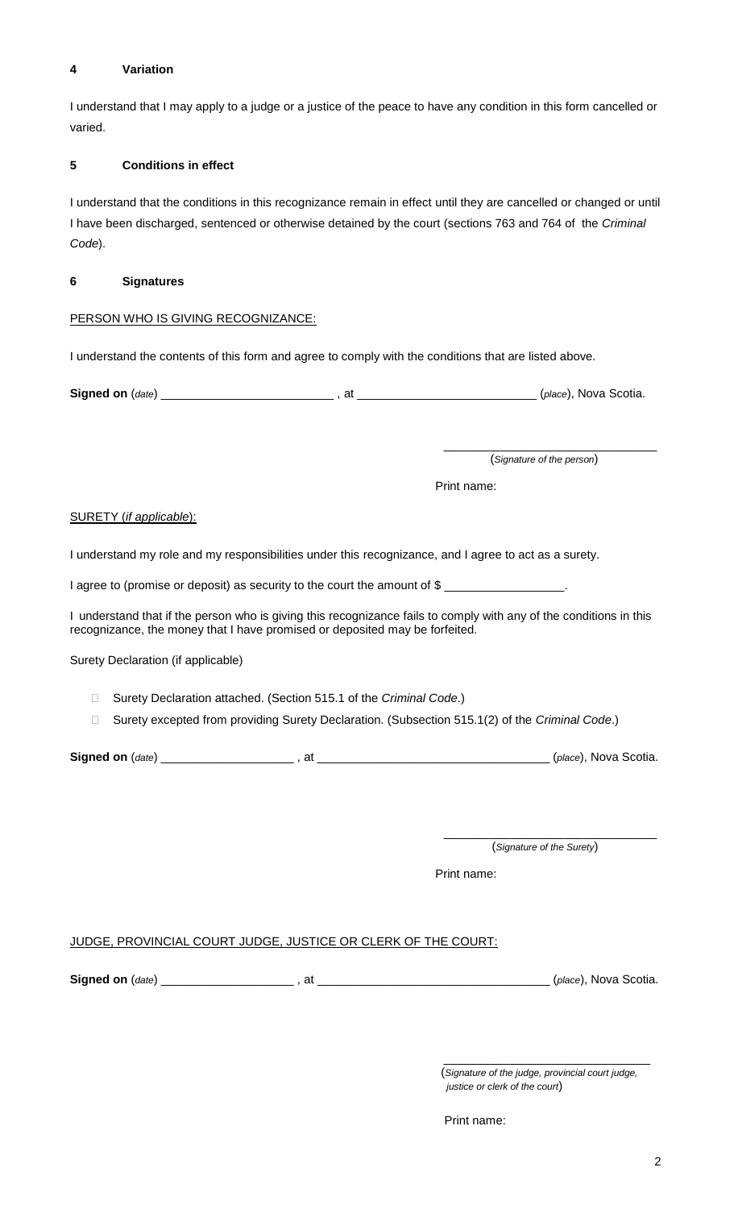#### 4 Variation

I understand that I may apply to a judge or a justice of the peace to have any condition in this form cancelled or varied.

#### 5 Conditions in effect

I understand that the conditions in this recognizance remain in effect until they are cancelled or changed or until I have been discharged, sentenced or otherwise detained by the court (sections 763 and 764 of the *Criminal Code*).

#### 6 Signatures

PERSON WHO IS GIVING RECOGNIZANCE:

I understand the contents of this form and agree to comply with the conditions that are listed above.

**Signed on** (*date*) \_\_\_\_\_\_\_\_\_\_\_\_\_\_\_\_\_\_\_\_\_\_\_\_\_\_ , at \_\_\_\_\_\_\_\_\_\_\_\_\_\_\_\_\_\_\_\_\_\_\_\_\_\_ (*place*), Nova Scotia.

\_\_\_\_\_\_\_\_\_\_\_\_\_\_\_\_\_\_\_\_\_\_\_\_\_\_\_\_\_\_
(*Signature of the person*)

Print name:

SURETY (*if applicable*):

I understand my role and my responsibilities under this recognizance, and I agree to act as a surety.

I agree to (promise or deposit) as security to the court the amount of $ \_\_\_\_\_\_\_\_\_\_\_\_\_\_\_\_\_.

I understand that if the person who is giving this recognizance fails to comply with any of the conditions in this recognizance, the money that I have promised or deposited may be forfeited.

Surety Declaration (if applicable)

- ☐ Surety Declaration attached. (Section 515.1 of the *Criminal Code*.)
- ☐ Surety excepted from providing Surety Declaration. (Subsection 515.1(2) of the *Criminal Code*.)

**Signed on** (*date*) \_\_\_\_\_\_\_\_\_\_\_\_\_\_\_\_\_\_\_\_ , at \_\_\_\_\_\_\_\_\_\_\_\_\_\_\_\_\_\_\_\_\_\_\_\_\_\_\_\_\_\_\_\_\_\_ (*place*), Nova Scotia.

\_\_\_\_\_\_\_\_\_\_\_\_\_\_\_\_\_\_\_\_\_\_\_\_\_\_\_\_\_\_
(*Signature of the Surety*)

Print name:

JUDGE, PROVINCIAL COURT JUDGE, JUSTICE OR CLERK OF THE COURT:

**Signed on** (*date*) \_\_\_\_\_\_\_\_\_\_\_\_\_\_\_\_\_\_\_\_ , at \_\_\_\_\_\_\_\_\_\_\_\_\_\_\_\_\_\_\_\_\_\_\_\_\_\_\_\_\_\_\_\_\_\_ (*place*), Nova Scotia.

\_\_\_\_\_\_\_\_\_\_\_\_\_\_\_\_\_\_\_\_\_\_\_\_\_\_\_\_\_\_
(*Signature of the judge, provincial court judge, justice or clerk of the court*)

Print name: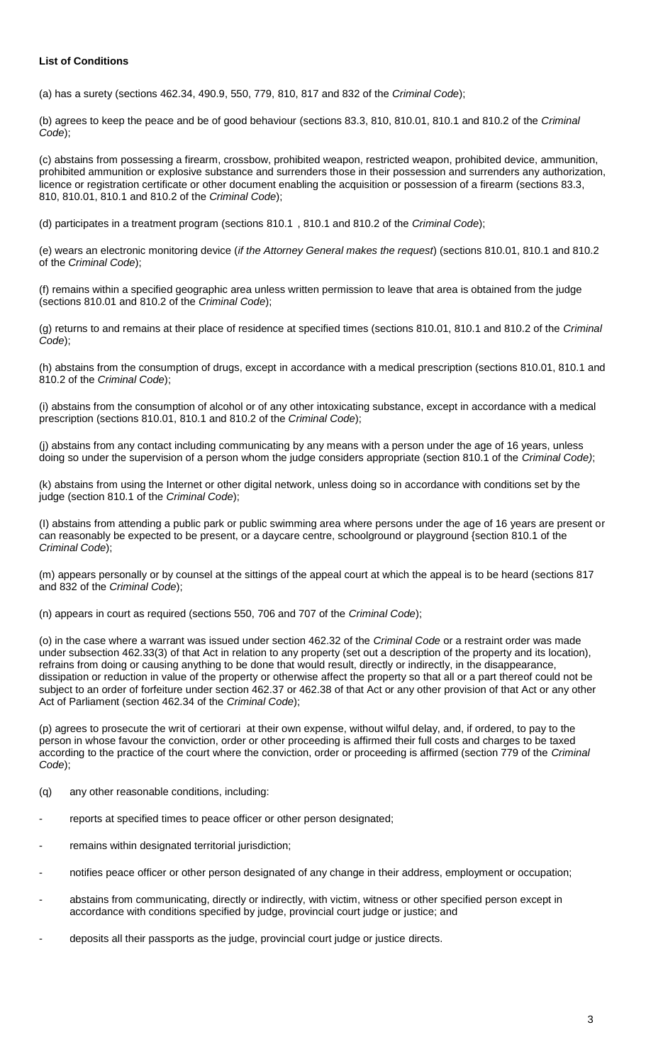**List of Conditions**

(a) has a surety (sections 462.34, 490.9, 550, 779, 810, 817 and 832 of the *Criminal Code*);

(b) agrees to keep the peace and be of good behaviour (sections 83.3, 810, 810.01, 810.1 and 810.2 of the *Criminal Code*);

(c) abstains from possessing a firearm, crossbow, prohibited weapon, restricted weapon, prohibited device, ammunition, prohibited ammunition or explosive substance and surrenders those in their possession and surrenders any authorization, licence or registration certificate or other document enabling the acquisition or possession of a firearm (sections 83.3, 810, 810.01, 810.1 and 810.2 of the *Criminal Code*);

(d) participates in a treatment program (sections 810.1 , 810.1 and 810.2 of the *Criminal Code*);

(e) wears an electronic monitoring device (*if the Attorney General makes the request*) (sections 810.01, 810.1 and 810.2 of the *Criminal Code*);

(f) remains within a specified geographic area unless written permission to leave that area is obtained from the judge (sections 810.01 and 810.2 of the *Criminal Code*);

(g) returns to and remains at their place of residence at specified times (sections 810.01, 810.1 and 810.2 of the *Criminal Code*);

(h) abstains from the consumption of drugs, except in accordance with a medical prescription (sections 810.01, 810.1 and 810.2 of the *Criminal Code*);

(i) abstains from the consumption of alcohol or of any other intoxicating substance, except in accordance with a medical prescription (sections 810.01, 810.1 and 810.2 of the *Criminal Code*);

(j) abstains from any contact including communicating by any means with a person under the age of 16 years, unless doing so under the supervision of a person whom the judge considers appropriate (section 810.1 of the *Criminal Code)*;

(k) abstains from using the Internet or other digital network, unless doing so in accordance with conditions set by the judge (section 810.1 of the *Criminal Code*);

(l) abstains from attending a public park or public swimming area where persons under the age of 16 years are present or can reasonably be expected to be present, or a daycare centre, schoolground or playground {section 810.1 of the *Criminal Code*);

(m) appears personally or by counsel at the sittings of the appeal court at which the appeal is to be heard (sections 817 and 832 of the *Criminal Code*);

(n) appears in court as required (sections 550, 706 and 707 of the *Criminal Code*);

(o) in the case where a warrant was issued under section 462.32 of the *Criminal Code* or a restraint order was made under subsection 462.33(3) of that Act in relation to any property (set out a description of the property and its location), refrains from doing or causing anything to be done that would result, directly or indirectly, in the disappearance, dissipation or reduction in value of the property or otherwise affect the property so that all or a part thereof could not be subject to an order of forfeiture under section 462.37 or 462.38 of that Act or any other provision of that Act or any other Act of Parliament (section 462.34 of the *Criminal Code*);

(p) agrees to prosecute the writ of certiorari at their own expense, without wilful delay, and, if ordered, to pay to the person in whose favour the conviction, order or other proceeding is affirmed their full costs and charges to be taxed according to the practice of the court where the conviction, order or proceeding is affirmed (section 779 of the *Criminal Code*);

(q) any other reasonable conditions, including:

- reports at specified times to peace officer or other person designated;
- remains within designated territorial jurisdiction;
- notifies peace officer or other person designated of any change in their address, employment or occupation;
- abstains from communicating, directly or indirectly, with victim, witness or other specified person except in accordance with conditions specified by judge, provincial court judge or justice; and
- deposits all their passports as the judge, provincial court judge or justice directs.